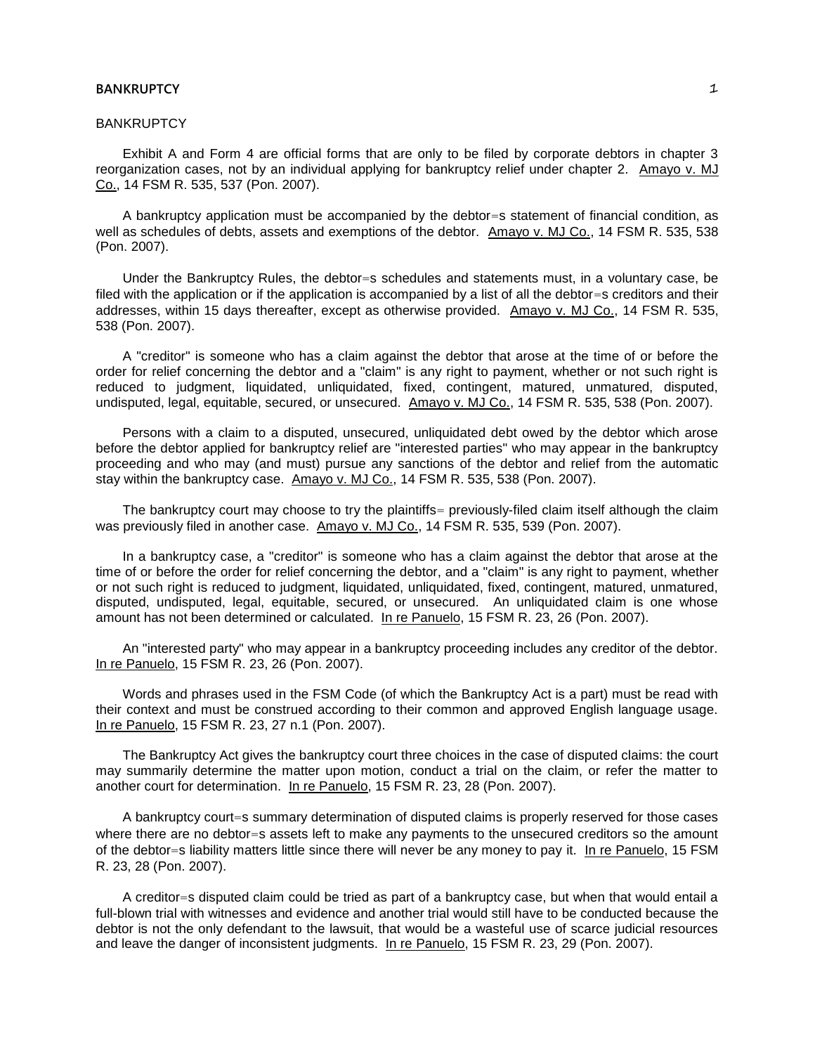BANKRUPTCY

Exhibit A and Form 4 are official forms that are only to be filed by corporate debtors in chapter 3 reorganization cases, not by an individual applying for bankruptcy relief under chapter 2. Amayo v. MJ Co., 14 FSM R. 535, 537 (Pon. 2007).

A bankruptcy application must be accompanied by the debtor=s statement of financial condition, as well as schedules of debts, assets and exemptions of the debtor. Amayo v. MJ Co., 14 FSM R. 535, 538 (Pon. 2007).

Under the Bankruptcy Rules, the debtor=s schedules and statements must, in a voluntary case, be filed with the application or if the application is accompanied by a list of all the debtor=s creditors and their addresses, within 15 days thereafter, except as otherwise provided. Amayo v. MJ Co., 14 FSM R. 535, 538 (Pon. 2007).

A "creditor" is someone who has a claim against the debtor that arose at the time of or before the order for relief concerning the debtor and a "claim" is any right to payment, whether or not such right is reduced to judgment, liquidated, unliquidated, fixed, contingent, matured, unmatured, disputed, undisputed, legal, equitable, secured, or unsecured. Amayo v. MJ Co., 14 FSM R. 535, 538 (Pon. 2007).

Persons with a claim to a disputed, unsecured, unliquidated debt owed by the debtor which arose before the debtor applied for bankruptcy relief are "interested parties" who may appear in the bankruptcy proceeding and who may (and must) pursue any sanctions of the debtor and relief from the automatic stay within the bankruptcy case. Amayo v. MJ Co., 14 FSM R. 535, 538 (Pon. 2007).

The bankruptcy court may choose to try the plaintiffs= previously-filed claim itself although the claim was previously filed in another case. Amayo v. MJ Co., 14 FSM R. 535, 539 (Pon. 2007).

In a bankruptcy case, a "creditor" is someone who has a claim against the debtor that arose at the time of or before the order for relief concerning the debtor, and a "claim" is any right to payment, whether or not such right is reduced to judgment, liquidated, unliquidated, fixed, contingent, matured, unmatured, disputed, undisputed, legal, equitable, secured, or unsecured. An unliquidated claim is one whose amount has not been determined or calculated. In re Panuelo, 15 FSM R. 23, 26 (Pon. 2007).

An "interested party" who may appear in a bankruptcy proceeding includes any creditor of the debtor. In re Panuelo, 15 FSM R. 23, 26 (Pon. 2007).

Words and phrases used in the FSM Code (of which the Bankruptcy Act is a part) must be read with their context and must be construed according to their common and approved English language usage. In re Panuelo, 15 FSM R. 23, 27 n.1 (Pon. 2007).

The Bankruptcy Act gives the bankruptcy court three choices in the case of disputed claims: the court may summarily determine the matter upon motion, conduct a trial on the claim, or refer the matter to another court for determination. In re Panuelo, 15 FSM R. 23, 28 (Pon. 2007).

A bankruptcy court=s summary determination of disputed claims is properly reserved for those cases where there are no debtor=s assets left to make any payments to the unsecured creditors so the amount of the debtor=s liability matters little since there will never be any money to pay it. In re Panuelo, 15 FSM R. 23, 28 (Pon. 2007).

A creditor=s disputed claim could be tried as part of a bankruptcy case, but when that would entail a full-blown trial with witnesses and evidence and another trial would still have to be conducted because the debtor is not the only defendant to the lawsuit, that would be a wasteful use of scarce judicial resources and leave the danger of inconsistent judgments. In re Panuelo, 15 FSM R. 23, 29 (Pon. 2007).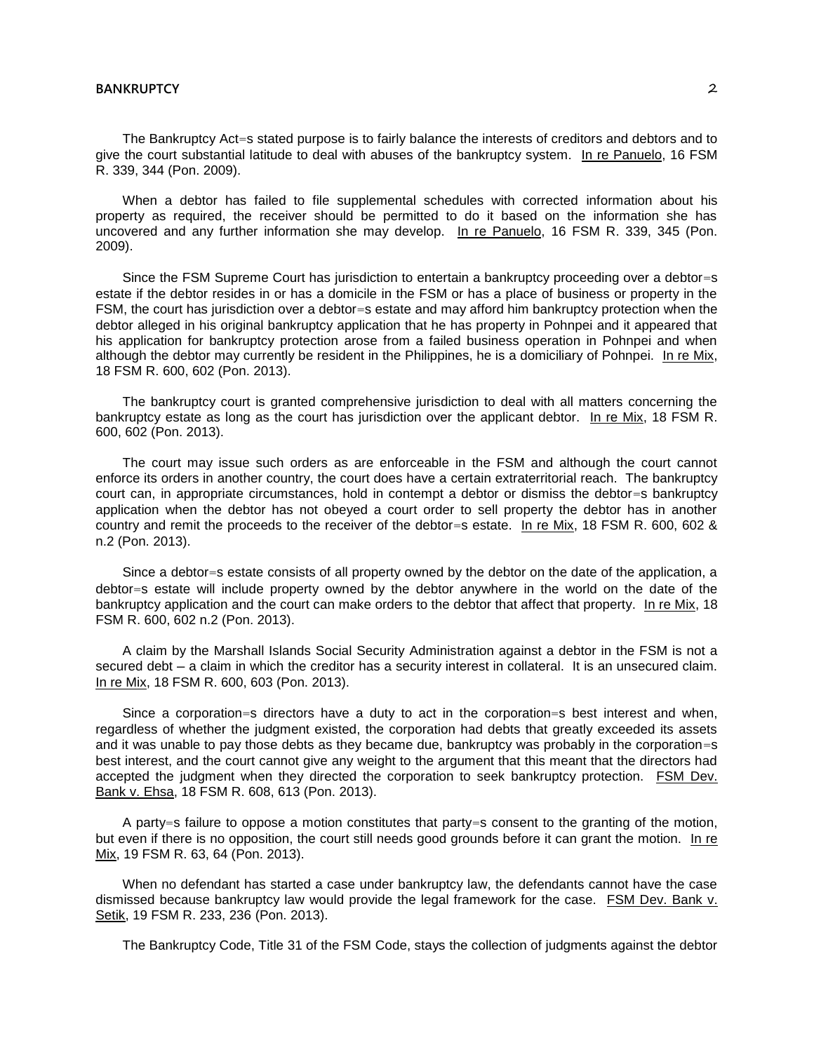The Bankruptcy Act=s stated purpose is to fairly balance the interests of creditors and debtors and to give the court substantial latitude to deal with abuses of the bankruptcy system. In re Panuelo, 16 FSM R. 339, 344 (Pon. 2009).

When a debtor has failed to file supplemental schedules with corrected information about his property as required, the receiver should be permitted to do it based on the information she has uncovered and any further information she may develop. In re Panuelo, 16 FSM R. 339, 345 (Pon. 2009).

Since the FSM Supreme Court has jurisdiction to entertain a bankruptcy proceeding over a debtor=s estate if the debtor resides in or has a domicile in the FSM or has a place of business or property in the FSM, the court has jurisdiction over a debtor=s estate and may afford him bankruptcy protection when the debtor alleged in his original bankruptcy application that he has property in Pohnpei and it appeared that his application for bankruptcy protection arose from a failed business operation in Pohnpei and when although the debtor may currently be resident in the Philippines, he is a domiciliary of Pohnpei. In re Mix, 18 FSM R. 600, 602 (Pon. 2013).

The bankruptcy court is granted comprehensive jurisdiction to deal with all matters concerning the bankruptcy estate as long as the court has jurisdiction over the applicant debtor. In re Mix, 18 FSM R. 600, 602 (Pon. 2013).

The court may issue such orders as are enforceable in the FSM and although the court cannot enforce its orders in another country, the court does have a certain extraterritorial reach. The bankruptcy court can, in appropriate circumstances, hold in contempt a debtor or dismiss the debtor=s bankruptcy application when the debtor has not obeyed a court order to sell property the debtor has in another country and remit the proceeds to the receiver of the debtor=s estate. In re Mix, 18 FSM R. 600, 602 & n.2 (Pon. 2013).

Since a debtor=s estate consists of all property owned by the debtor on the date of the application, a debtor=s estate will include property owned by the debtor anywhere in the world on the date of the bankruptcy application and the court can make orders to the debtor that affect that property. In re Mix, 18 FSM R. 600, 602 n.2 (Pon. 2013).

A claim by the Marshall Islands Social Security Administration against a debtor in the FSM is not a secured debt – a claim in which the creditor has a security interest in collateral. It is an unsecured claim. In re Mix, 18 FSM R. 600, 603 (Pon. 2013).

Since a corporation=s directors have a duty to act in the corporation=s best interest and when, regardless of whether the judgment existed, the corporation had debts that greatly exceeded its assets and it was unable to pay those debts as they became due, bankruptcy was probably in the corporation=s best interest, and the court cannot give any weight to the argument that this meant that the directors had accepted the judgment when they directed the corporation to seek bankruptcy protection. FSM Dev. Bank v. Ehsa, 18 FSM R. 608, 613 (Pon. 2013).

A party=s failure to oppose a motion constitutes that party=s consent to the granting of the motion, but even if there is no opposition, the court still needs good grounds before it can grant the motion. In re Mix, 19 FSM R. 63, 64 (Pon. 2013).

When no defendant has started a case under bankruptcy law, the defendants cannot have the case dismissed because bankruptcy law would provide the legal framework for the case. FSM Dev. Bank v. Setik, 19 FSM R. 233, 236 (Pon. 2013).

The Bankruptcy Code, Title 31 of the FSM Code, stays the collection of judgments against the debtor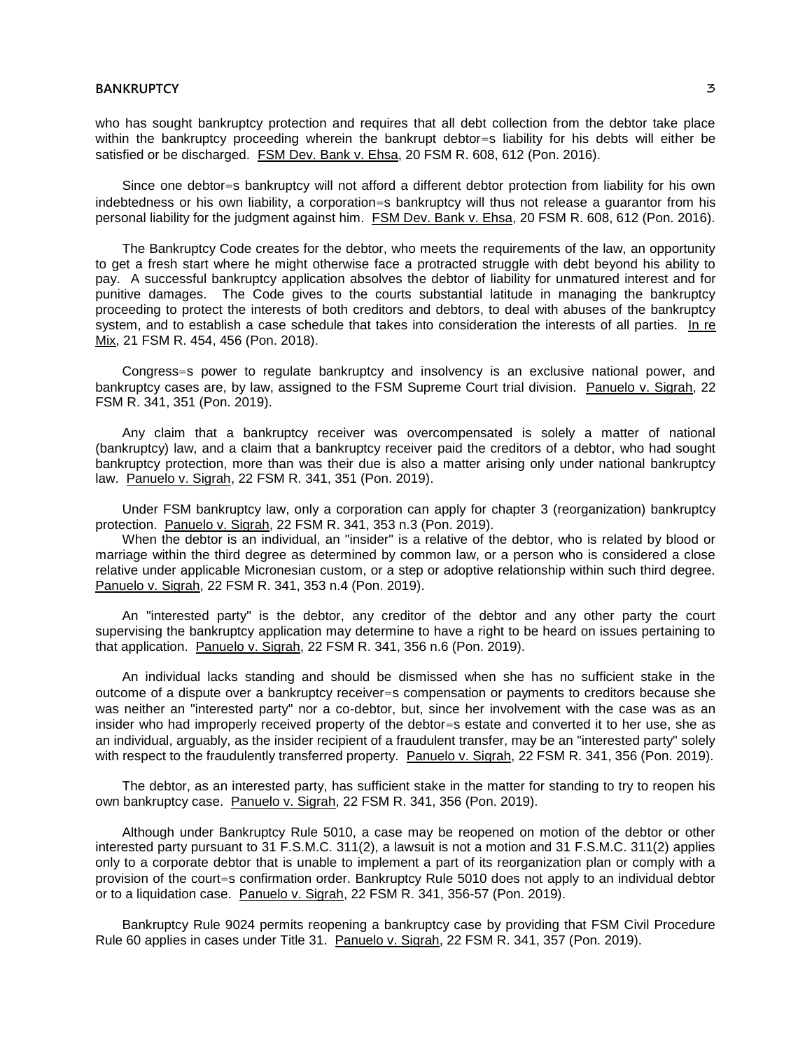who has sought bankruptcy protection and requires that all debt collection from the debtor take place within the bankruptcy proceeding wherein the bankrupt debtor=s liability for his debts will either be satisfied or be discharged. FSM Dev. Bank v. Ehsa, 20 FSM R. 608, 612 (Pon. 2016).

Since one debtor=s bankruptcy will not afford a different debtor protection from liability for his own indebtedness or his own liability, a corporation=s bankruptcy will thus not release a guarantor from his personal liability for the judgment against him. FSM Dev. Bank v. Ehsa, 20 FSM R. 608, 612 (Pon. 2016).

The Bankruptcy Code creates for the debtor, who meets the requirements of the law, an opportunity to get a fresh start where he might otherwise face a protracted struggle with debt beyond his ability to pay. A successful bankruptcy application absolves the debtor of liability for unmatured interest and for punitive damages. The Code gives to the courts substantial latitude in managing the bankruptcy proceeding to protect the interests of both creditors and debtors, to deal with abuses of the bankruptcy system, and to establish a case schedule that takes into consideration the interests of all parties. In re Mix, 21 FSM R. 454, 456 (Pon. 2018).

Congress=s power to regulate bankruptcy and insolvency is an exclusive national power, and bankruptcy cases are, by law, assigned to the FSM Supreme Court trial division. Panuelo v. Sigrah, 22 FSM R. 341, 351 (Pon. 2019).

Any claim that a bankruptcy receiver was overcompensated is solely a matter of national (bankruptcy) law, and a claim that a bankruptcy receiver paid the creditors of a debtor, who had sought bankruptcy protection, more than was their due is also a matter arising only under national bankruptcy law. Panuelo v. Sigrah, 22 FSM R. 341, 351 (Pon. 2019).

Under FSM bankruptcy law, only a corporation can apply for chapter 3 (reorganization) bankruptcy protection. Panuelo v. Sigrah, 22 FSM R. 341, 353 n.3 (Pon. 2019).

When the debtor is an individual, an "insider" is a relative of the debtor, who is related by blood or marriage within the third degree as determined by common law, or a person who is considered a close relative under applicable Micronesian custom, or a step or adoptive relationship within such third degree. Panuelo v. Sigrah, 22 FSM R. 341, 353 n.4 (Pon. 2019).

An "interested party" is the debtor, any creditor of the debtor and any other party the court supervising the bankruptcy application may determine to have a right to be heard on issues pertaining to that application. Panuelo v. Sigrah, 22 FSM R. 341, 356 n.6 (Pon. 2019).

An individual lacks standing and should be dismissed when she has no sufficient stake in the outcome of a dispute over a bankruptcy receiver=s compensation or payments to creditors because she was neither an "interested party" nor a co-debtor, but, since her involvement with the case was as an insider who had improperly received property of the debtor=s estate and converted it to her use, she as an individual, arguably, as the insider recipient of a fraudulent transfer, may be an "interested party" solely with respect to the fraudulently transferred property. Panuelo v. Sigrah, 22 FSM R. 341, 356 (Pon. 2019).

The debtor, as an interested party, has sufficient stake in the matter for standing to try to reopen his own bankruptcy case. Panuelo v. Sigrah, 22 FSM R. 341, 356 (Pon. 2019).

Although under Bankruptcy Rule 5010, a case may be reopened on motion of the debtor or other interested party pursuant to 31 F.S.M.C. 311(2), a lawsuit is not a motion and 31 F.S.M.C. 311(2) applies only to a corporate debtor that is unable to implement a part of its reorganization plan or comply with a provision of the court=s confirmation order. Bankruptcy Rule 5010 does not apply to an individual debtor or to a liquidation case. Panuelo v. Sigrah, 22 FSM R. 341, 356-57 (Pon. 2019).

Bankruptcy Rule 9024 permits reopening a bankruptcy case by providing that FSM Civil Procedure Rule 60 applies in cases under Title 31. Panuelo v. Sigrah, 22 FSM R. 341, 357 (Pon. 2019).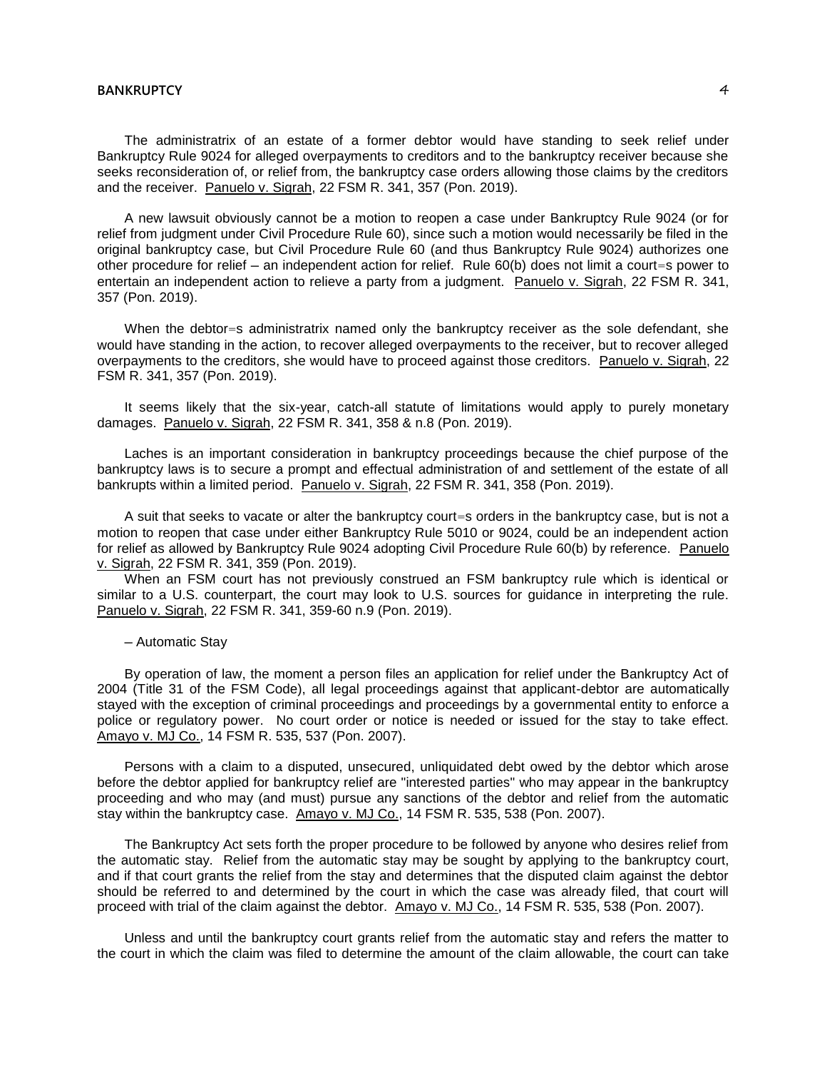The administratrix of an estate of a former debtor would have standing to seek relief under Bankruptcy Rule 9024 for alleged overpayments to creditors and to the bankruptcy receiver because she seeks reconsideration of, or relief from, the bankruptcy case orders allowing those claims by the creditors and the receiver. Panuelo v. Sigrah, 22 FSM R. 341, 357 (Pon. 2019).

A new lawsuit obviously cannot be a motion to reopen a case under Bankruptcy Rule 9024 (or for relief from judgment under Civil Procedure Rule 60), since such a motion would necessarily be filed in the original bankruptcy case, but Civil Procedure Rule 60 (and thus Bankruptcy Rule 9024) authorizes one other procedure for relief – an independent action for relief. Rule 60(b) does not limit a court=s power to entertain an independent action to relieve a party from a judgment. Panuelo v. Sigrah, 22 FSM R. 341, 357 (Pon. 2019).

When the debtor=s administratrix named only the bankruptcy receiver as the sole defendant, she would have standing in the action, to recover alleged overpayments to the receiver, but to recover alleged overpayments to the creditors, she would have to proceed against those creditors. Panuelo v. Sigrah, 22 FSM R. 341, 357 (Pon. 2019).

It seems likely that the six-year, catch-all statute of limitations would apply to purely monetary damages. Panuelo v. Sigrah, 22 FSM R. 341, 358 & n.8 (Pon. 2019).

Laches is an important consideration in bankruptcy proceedings because the chief purpose of the bankruptcy laws is to secure a prompt and effectual administration of and settlement of the estate of all bankrupts within a limited period. Panuelo v. Sigrah, 22 FSM R. 341, 358 (Pon. 2019).

A suit that seeks to vacate or alter the bankruptcy court=s orders in the bankruptcy case, but is not a motion to reopen that case under either Bankruptcy Rule 5010 or 9024, could be an independent action for relief as allowed by Bankruptcy Rule 9024 adopting Civil Procedure Rule 60(b) by reference. Panuelo v. Sigrah, 22 FSM R. 341, 359 (Pon. 2019).

When an FSM court has not previously construed an FSM bankruptcy rule which is identical or similar to a U.S. counterpart, the court may look to U.S. sources for guidance in interpreting the rule. Panuelo v. Sigrah, 22 FSM R. 341, 359-60 n.9 (Pon. 2019).

– Automatic Stay

By operation of law, the moment a person files an application for relief under the Bankruptcy Act of 2004 (Title 31 of the FSM Code), all legal proceedings against that applicant-debtor are automatically stayed with the exception of criminal proceedings and proceedings by a governmental entity to enforce a police or regulatory power. No court order or notice is needed or issued for the stay to take effect. Amayo v. MJ Co., 14 FSM R. 535, 537 (Pon. 2007).

Persons with a claim to a disputed, unsecured, unliquidated debt owed by the debtor which arose before the debtor applied for bankruptcy relief are "interested parties" who may appear in the bankruptcy proceeding and who may (and must) pursue any sanctions of the debtor and relief from the automatic stay within the bankruptcy case. Amayo v. MJ Co., 14 FSM R. 535, 538 (Pon. 2007).

The Bankruptcy Act sets forth the proper procedure to be followed by anyone who desires relief from the automatic stay. Relief from the automatic stay may be sought by applying to the bankruptcy court, and if that court grants the relief from the stay and determines that the disputed claim against the debtor should be referred to and determined by the court in which the case was already filed, that court will proceed with trial of the claim against the debtor. Amayo v. MJ Co., 14 FSM R. 535, 538 (Pon. 2007).

Unless and until the bankruptcy court grants relief from the automatic stay and refers the matter to the court in which the claim was filed to determine the amount of the claim allowable, the court can take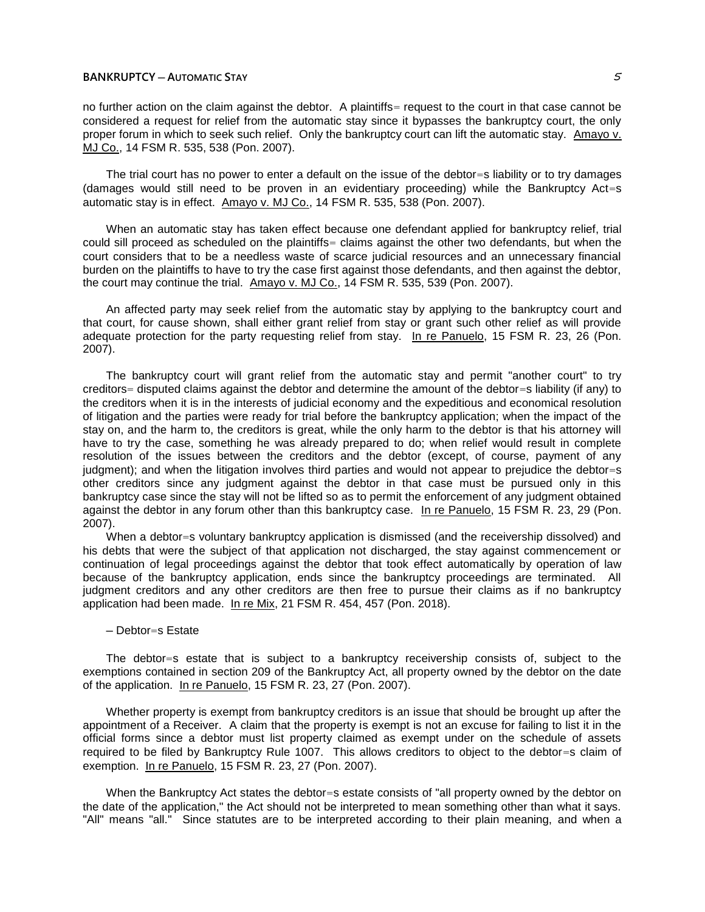no further action on the claim against the debtor. A plaintiffs= request to the court in that case cannot be considered a request for relief from the automatic stay since it bypasses the bankruptcy court, the only proper forum in which to seek such relief. Only the bankruptcy court can lift the automatic stay. Amayo v. MJ Co., 14 FSM R. 535, 538 (Pon. 2007).

The trial court has no power to enter a default on the issue of the debtor=s liability or to try damages (damages would still need to be proven in an evidentiary proceeding) while the Bankruptcy Act=s automatic stay is in effect. Amayo v. MJ Co., 14 FSM R. 535, 538 (Pon. 2007).

When an automatic stay has taken effect because one defendant applied for bankruptcy relief, trial could sill proceed as scheduled on the plaintiffs= claims against the other two defendants, but when the court considers that to be a needless waste of scarce judicial resources and an unnecessary financial burden on the plaintiffs to have to try the case first against those defendants, and then against the debtor, the court may continue the trial. Amayo v. MJ Co., 14 FSM R. 535, 539 (Pon. 2007).

An affected party may seek relief from the automatic stay by applying to the bankruptcy court and that court, for cause shown, shall either grant relief from stay or grant such other relief as will provide adequate protection for the party requesting relief from stay. In re Panuelo, 15 FSM R. 23, 26 (Pon. 2007).

The bankruptcy court will grant relief from the automatic stay and permit "another court" to try creditors= disputed claims against the debtor and determine the amount of the debtor=s liability (if any) to the creditors when it is in the interests of judicial economy and the expeditious and economical resolution of litigation and the parties were ready for trial before the bankruptcy application; when the impact of the stay on, and the harm to, the creditors is great, while the only harm to the debtor is that his attorney will have to try the case, something he was already prepared to do; when relief would result in complete resolution of the issues between the creditors and the debtor (except, of course, payment of any judgment); and when the litigation involves third parties and would not appear to prejudice the debtor=s other creditors since any judgment against the debtor in that case must be pursued only in this bankruptcy case since the stay will not be lifted so as to permit the enforcement of any judgment obtained against the debtor in any forum other than this bankruptcy case. In re Panuelo, 15 FSM R. 23, 29 (Pon. 2007).

When a debtor=s voluntary bankruptcy application is dismissed (and the receivership dissolved) and his debts that were the subject of that application not discharged, the stay against commencement or continuation of legal proceedings against the debtor that took effect automatically by operation of law because of the bankruptcy application, ends since the bankruptcy proceedings are terminated. All judgment creditors and any other creditors are then free to pursue their claims as if no bankruptcy application had been made. In re Mix, 21 FSM R. 454, 457 (Pon. 2018).

– Debtor=s Estate

The debtor=s estate that is subject to a bankruptcy receivership consists of, subject to the exemptions contained in section 209 of the Bankruptcy Act, all property owned by the debtor on the date of the application. In re Panuelo, 15 FSM R. 23, 27 (Pon. 2007).

Whether property is exempt from bankruptcy creditors is an issue that should be brought up after the appointment of a Receiver. A claim that the property is exempt is not an excuse for failing to list it in the official forms since a debtor must list property claimed as exempt under on the schedule of assets required to be filed by Bankruptcy Rule 1007. This allows creditors to object to the debtor=s claim of exemption. In re Panuelo, 15 FSM R. 23, 27 (Pon. 2007).

When the Bankruptcy Act states the debtor=s estate consists of "all property owned by the debtor on the date of the application," the Act should not be interpreted to mean something other than what it says. "All" means "all." Since statutes are to be interpreted according to their plain meaning, and when a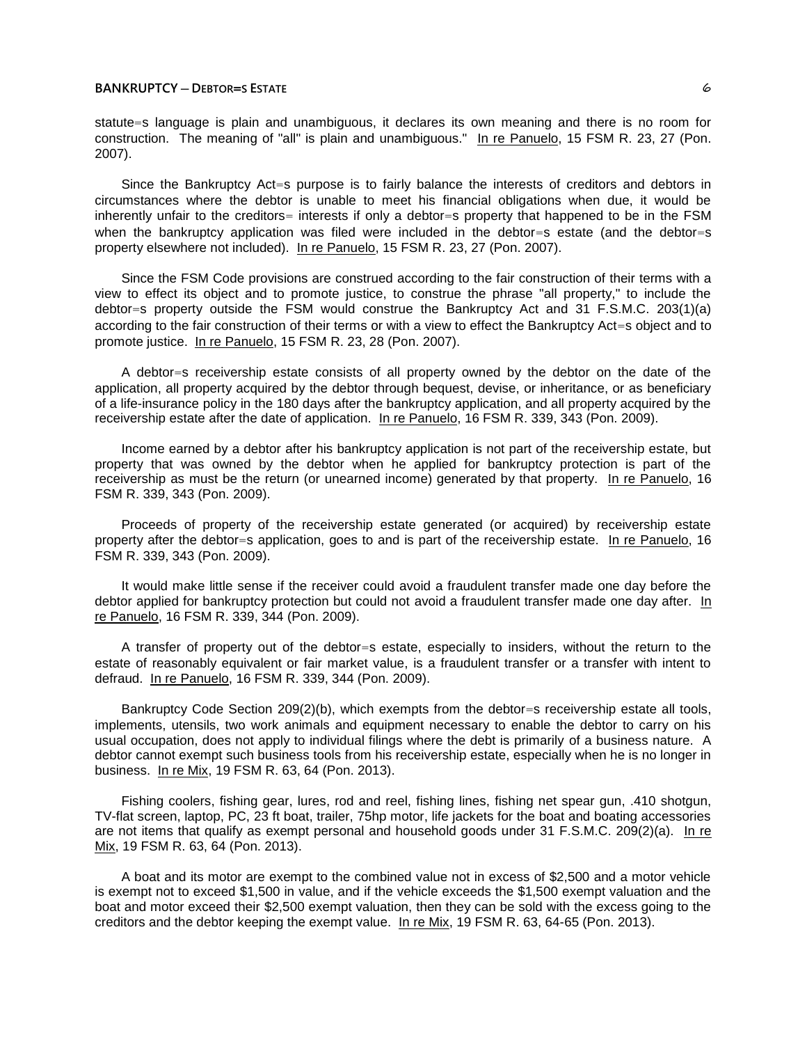statute=s language is plain and unambiguous, it declares its own meaning and there is no room for construction. The meaning of "all" is plain and unambiguous." In re Panuelo, 15 FSM R. 23, 27 (Pon. 2007).

Since the Bankruptcy Act=s purpose is to fairly balance the interests of creditors and debtors in circumstances where the debtor is unable to meet his financial obligations when due, it would be inherently unfair to the creditors= interests if only a debtor=s property that happened to be in the FSM when the bankruptcy application was filed were included in the debtor=s estate (and the debtor=s property elsewhere not included). In re Panuelo, 15 FSM R. 23, 27 (Pon. 2007).

Since the FSM Code provisions are construed according to the fair construction of their terms with a view to effect its object and to promote justice, to construe the phrase "all property," to include the debtor=s property outside the FSM would construe the Bankruptcy Act and 31 F.S.M.C. 203(1)(a) according to the fair construction of their terms or with a view to effect the Bankruptcy Act=s object and to promote justice. In re Panuelo, 15 FSM R. 23, 28 (Pon. 2007).

A debtor=s receivership estate consists of all property owned by the debtor on the date of the application, all property acquired by the debtor through bequest, devise, or inheritance, or as beneficiary of a life-insurance policy in the 180 days after the bankruptcy application, and all property acquired by the receivership estate after the date of application. In re Panuelo, 16 FSM R. 339, 343 (Pon. 2009).

Income earned by a debtor after his bankruptcy application is not part of the receivership estate, but property that was owned by the debtor when he applied for bankruptcy protection is part of the receivership as must be the return (or unearned income) generated by that property. In re Panuelo, 16 FSM R. 339, 343 (Pon. 2009).

Proceeds of property of the receivership estate generated (or acquired) by receivership estate property after the debtor=s application, goes to and is part of the receivership estate. In re Panuelo, 16 FSM R. 339, 343 (Pon. 2009).

It would make little sense if the receiver could avoid a fraudulent transfer made one day before the debtor applied for bankruptcy protection but could not avoid a fraudulent transfer made one day after. In re Panuelo, 16 FSM R. 339, 344 (Pon. 2009).

A transfer of property out of the debtor=s estate, especially to insiders, without the return to the estate of reasonably equivalent or fair market value, is a fraudulent transfer or a transfer with intent to defraud. In re Panuelo, 16 FSM R. 339, 344 (Pon. 2009).

Bankruptcy Code Section 209(2)(b), which exempts from the debtor=s receivership estate all tools, implements, utensils, two work animals and equipment necessary to enable the debtor to carry on his usual occupation, does not apply to individual filings where the debt is primarily of a business nature. A debtor cannot exempt such business tools from his receivership estate, especially when he is no longer in business. In re Mix, 19 FSM R. 63, 64 (Pon. 2013).

Fishing coolers, fishing gear, lures, rod and reel, fishing lines, fishing net spear gun, .410 shotgun, TV-flat screen, laptop, PC, 23 ft boat, trailer, 75hp motor, life jackets for the boat and boating accessories are not items that qualify as exempt personal and household goods under 31 F.S.M.C. 209(2)(a). In re Mix, 19 FSM R. 63, 64 (Pon. 2013).

A boat and its motor are exempt to the combined value not in excess of $2,500 and a motor vehicle is exempt not to exceed $1,500 in value, and if the vehicle exceeds the $1,500 exempt valuation and the boat and motor exceed their $2,500 exempt valuation, then they can be sold with the excess going to the creditors and the debtor keeping the exempt value. In re Mix, 19 FSM R. 63, 64-65 (Pon. 2013).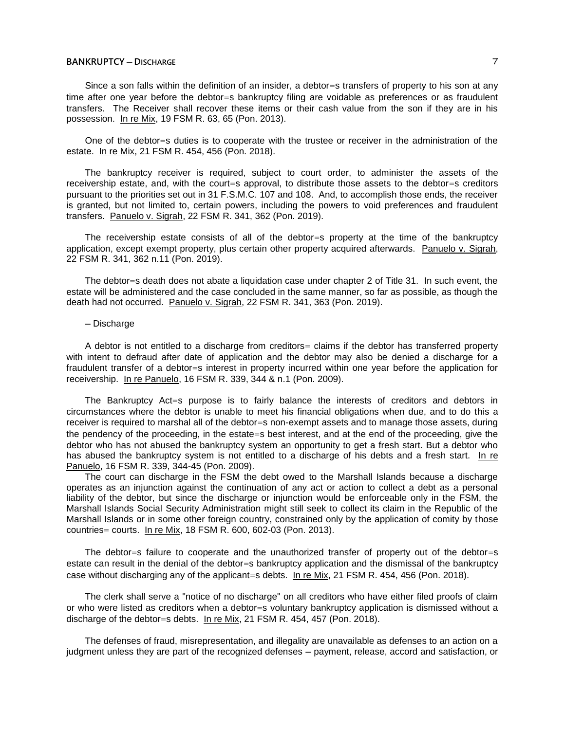Since a son falls within the definition of an insider, a debtor=s transfers of property to his son at any time after one year before the debtor=s bankruptcy filing are voidable as preferences or as fraudulent transfers. The Receiver shall recover these items or their cash value from the son if they are in his possession. In re Mix, 19 FSM R. 63, 65 (Pon. 2013).

One of the debtor=s duties is to cooperate with the trustee or receiver in the administration of the estate. In re Mix, 21 FSM R. 454, 456 (Pon. 2018).

The bankruptcy receiver is required, subject to court order, to administer the assets of the receivership estate, and, with the court=s approval, to distribute those assets to the debtor=s creditors pursuant to the priorities set out in 31 F.S.M.C. 107 and 108. And, to accomplish those ends, the receiver is granted, but not limited to, certain powers, including the powers to void preferences and fraudulent transfers. Panuelo v. Sigrah, 22 FSM R. 341, 362 (Pon. 2019).

The receivership estate consists of all of the debtor=s property at the time of the bankruptcy application, except exempt property, plus certain other property acquired afterwards. Panuelo v. Sigrah, 22 FSM R. 341, 362 n.11 (Pon. 2019).

The debtor=s death does not abate a liquidation case under chapter 2 of Title 31. In such event, the estate will be administered and the case concluded in the same manner, so far as possible, as though the death had not occurred. Panuelo v. Sigrah, 22 FSM R. 341, 363 (Pon. 2019).

– Discharge

A debtor is not entitled to a discharge from creditors= claims if the debtor has transferred property with intent to defraud after date of application and the debtor may also be denied a discharge for a fraudulent transfer of a debtor=s interest in property incurred within one year before the application for receivership. In re Panuelo, 16 FSM R. 339, 344 & n.1 (Pon. 2009).

The Bankruptcy Act=s purpose is to fairly balance the interests of creditors and debtors in circumstances where the debtor is unable to meet his financial obligations when due, and to do this a receiver is required to marshal all of the debtor=s non-exempt assets and to manage those assets, during the pendency of the proceeding, in the estate=s best interest, and at the end of the proceeding, give the debtor who has not abused the bankruptcy system an opportunity to get a fresh start. But a debtor who has abused the bankruptcy system is not entitled to a discharge of his debts and a fresh start. In re Panuelo, 16 FSM R. 339, 344-45 (Pon. 2009).

The court can discharge in the FSM the debt owed to the Marshall Islands because a discharge operates as an injunction against the continuation of any act or action to collect a debt as a personal liability of the debtor, but since the discharge or injunction would be enforceable only in the FSM, the Marshall Islands Social Security Administration might still seek to collect its claim in the Republic of the Marshall Islands or in some other foreign country, constrained only by the application of comity by those countries= courts. In re Mix, 18 FSM R. 600, 602-03 (Pon. 2013).

The debtor=s failure to cooperate and the unauthorized transfer of property out of the debtor=s estate can result in the denial of the debtor=s bankruptcy application and the dismissal of the bankruptcy case without discharging any of the applicant=s debts. In re Mix, 21 FSM R. 454, 456 (Pon. 2018).

The clerk shall serve a "notice of no discharge" on all creditors who have either filed proofs of claim or who were listed as creditors when a debtor=s voluntary bankruptcy application is dismissed without a discharge of the debtor=s debts. In re Mix, 21 FSM R. 454, 457 (Pon. 2018).

The defenses of fraud, misrepresentation, and illegality are unavailable as defenses to an action on a judgment unless they are part of the recognized defenses – payment, release, accord and satisfaction, or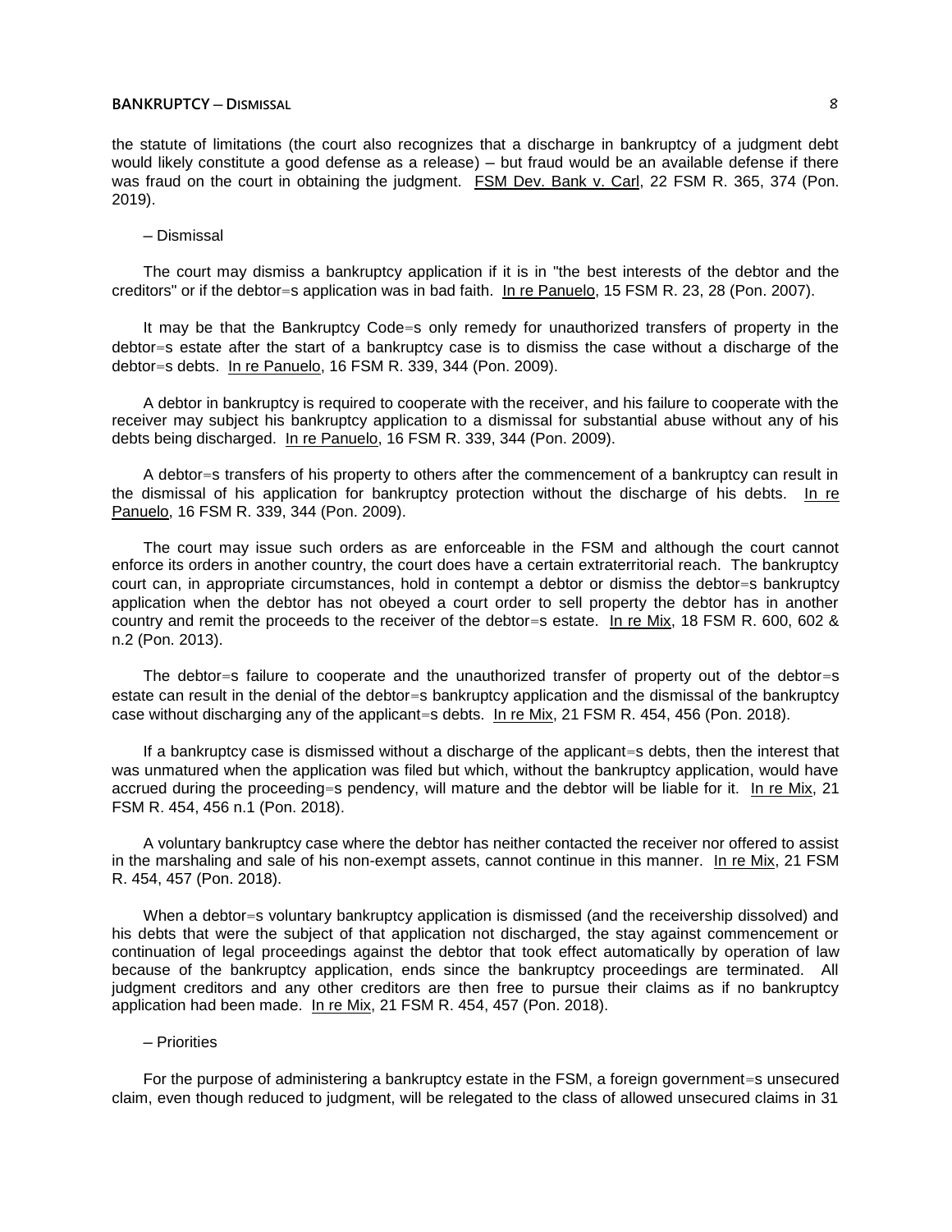the statute of limitations (the court also recognizes that a discharge in bankruptcy of a judgment debt would likely constitute a good defense as a release) – but fraud would be an available defense if there was fraud on the court in obtaining the judgment. FSM Dev. Bank v. Carl, 22 FSM R. 365, 374 (Pon. 2019).

– Dismissal

The court may dismiss a bankruptcy application if it is in "the best interests of the debtor and the creditors" or if the debtor=s application was in bad faith. In re Panuelo, 15 FSM R. 23, 28 (Pon. 2007).

It may be that the Bankruptcy Code=s only remedy for unauthorized transfers of property in the debtor=s estate after the start of a bankruptcy case is to dismiss the case without a discharge of the debtor=s debts. In re Panuelo, 16 FSM R. 339, 344 (Pon. 2009).

A debtor in bankruptcy is required to cooperate with the receiver, and his failure to cooperate with the receiver may subject his bankruptcy application to a dismissal for substantial abuse without any of his debts being discharged. In re Panuelo, 16 FSM R. 339, 344 (Pon. 2009).

A debtor=s transfers of his property to others after the commencement of a bankruptcy can result in the dismissal of his application for bankruptcy protection without the discharge of his debts. In re Panuelo, 16 FSM R. 339, 344 (Pon. 2009).

The court may issue such orders as are enforceable in the FSM and although the court cannot enforce its orders in another country, the court does have a certain extraterritorial reach. The bankruptcy court can, in appropriate circumstances, hold in contempt a debtor or dismiss the debtor=s bankruptcy application when the debtor has not obeyed a court order to sell property the debtor has in another country and remit the proceeds to the receiver of the debtor=s estate. In re Mix, 18 FSM R. 600, 602 & n.2 (Pon. 2013).

The debtor=s failure to cooperate and the unauthorized transfer of property out of the debtor=s estate can result in the denial of the debtor=s bankruptcy application and the dismissal of the bankruptcy case without discharging any of the applicant=s debts. In re Mix, 21 FSM R. 454, 456 (Pon. 2018).

If a bankruptcy case is dismissed without a discharge of the applicant=s debts, then the interest that was unmatured when the application was filed but which, without the bankruptcy application, would have accrued during the proceeding=s pendency, will mature and the debtor will be liable for it. In re Mix, 21 FSM R. 454, 456 n.1 (Pon. 2018).

A voluntary bankruptcy case where the debtor has neither contacted the receiver nor offered to assist in the marshaling and sale of his non-exempt assets, cannot continue in this manner. In re Mix, 21 FSM R. 454, 457 (Pon. 2018).

When a debtor=s voluntary bankruptcy application is dismissed (and the receivership dissolved) and his debts that were the subject of that application not discharged, the stay against commencement or continuation of legal proceedings against the debtor that took effect automatically by operation of law because of the bankruptcy application, ends since the bankruptcy proceedings are terminated. All judgment creditors and any other creditors are then free to pursue their claims as if no bankruptcy application had been made. In re Mix, 21 FSM R. 454, 457 (Pon. 2018).

– Priorities

For the purpose of administering a bankruptcy estate in the FSM, a foreign government=s unsecured claim, even though reduced to judgment, will be relegated to the class of allowed unsecured claims in 31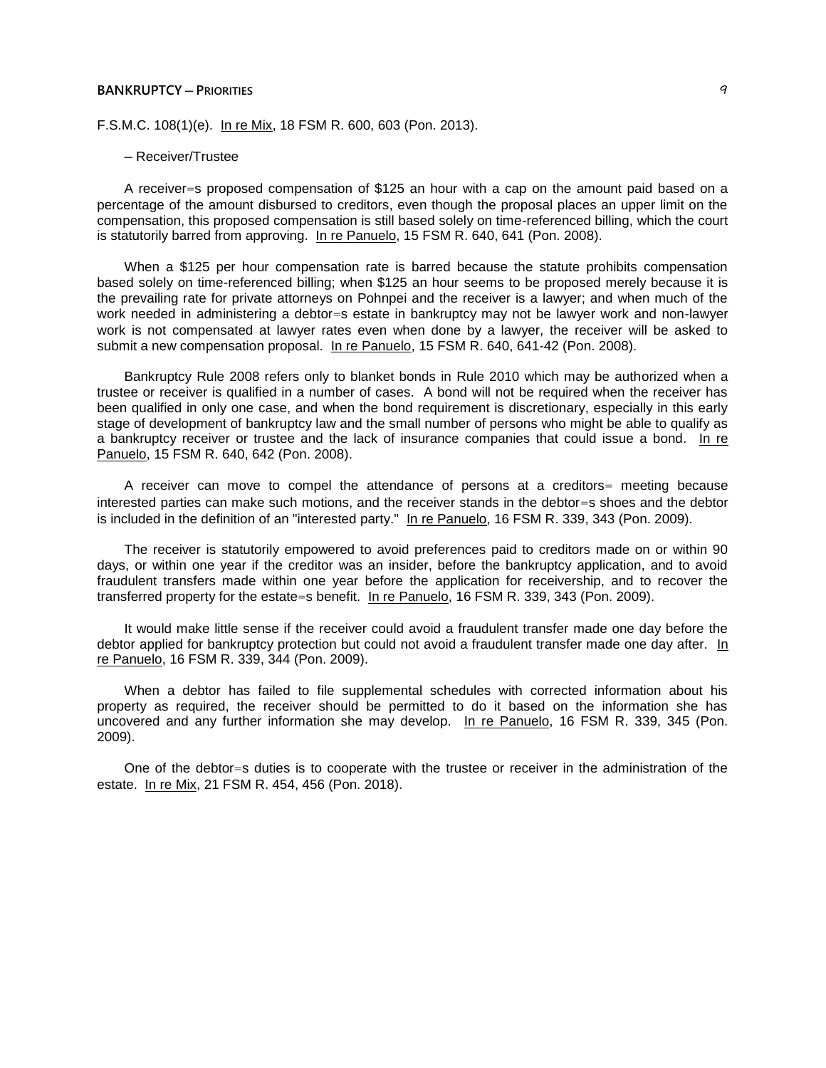F.S.M.C. 108(1)(e). In re Mix, 18 FSM R. 600, 603 (Pon. 2013).

– Receiver/Trustee

A receiver=s proposed compensation of $125 an hour with a cap on the amount paid based on a percentage of the amount disbursed to creditors, even though the proposal places an upper limit on the compensation, this proposed compensation is still based solely on time-referenced billing, which the court is statutorily barred from approving. In re Panuelo, 15 FSM R. 640, 641 (Pon. 2008).

When a $125 per hour compensation rate is barred because the statute prohibits compensation based solely on time-referenced billing; when $125 an hour seems to be proposed merely because it is the prevailing rate for private attorneys on Pohnpei and the receiver is a lawyer; and when much of the work needed in administering a debtor=s estate in bankruptcy may not be lawyer work and non-lawyer work is not compensated at lawyer rates even when done by a lawyer, the receiver will be asked to submit a new compensation proposal. In re Panuelo, 15 FSM R. 640, 641-42 (Pon. 2008).

Bankruptcy Rule 2008 refers only to blanket bonds in Rule 2010 which may be authorized when a trustee or receiver is qualified in a number of cases. A bond will not be required when the receiver has been qualified in only one case, and when the bond requirement is discretionary, especially in this early stage of development of bankruptcy law and the small number of persons who might be able to qualify as a bankruptcy receiver or trustee and the lack of insurance companies that could issue a bond. In re Panuelo, 15 FSM R. 640, 642 (Pon. 2008).

A receiver can move to compel the attendance of persons at a creditors= meeting because interested parties can make such motions, and the receiver stands in the debtor=s shoes and the debtor is included in the definition of an "interested party." In re Panuelo, 16 FSM R. 339, 343 (Pon. 2009).

The receiver is statutorily empowered to avoid preferences paid to creditors made on or within 90 days, or within one year if the creditor was an insider, before the bankruptcy application, and to avoid fraudulent transfers made within one year before the application for receivership, and to recover the transferred property for the estate=s benefit. In re Panuelo, 16 FSM R. 339, 343 (Pon. 2009).

It would make little sense if the receiver could avoid a fraudulent transfer made one day before the debtor applied for bankruptcy protection but could not avoid a fraudulent transfer made one day after. In re Panuelo, 16 FSM R. 339, 344 (Pon. 2009).

When a debtor has failed to file supplemental schedules with corrected information about his property as required, the receiver should be permitted to do it based on the information she has uncovered and any further information she may develop. In re Panuelo, 16 FSM R. 339, 345 (Pon. 2009).

One of the debtor=s duties is to cooperate with the trustee or receiver in the administration of the estate. In re Mix, 21 FSM R. 454, 456 (Pon. 2018).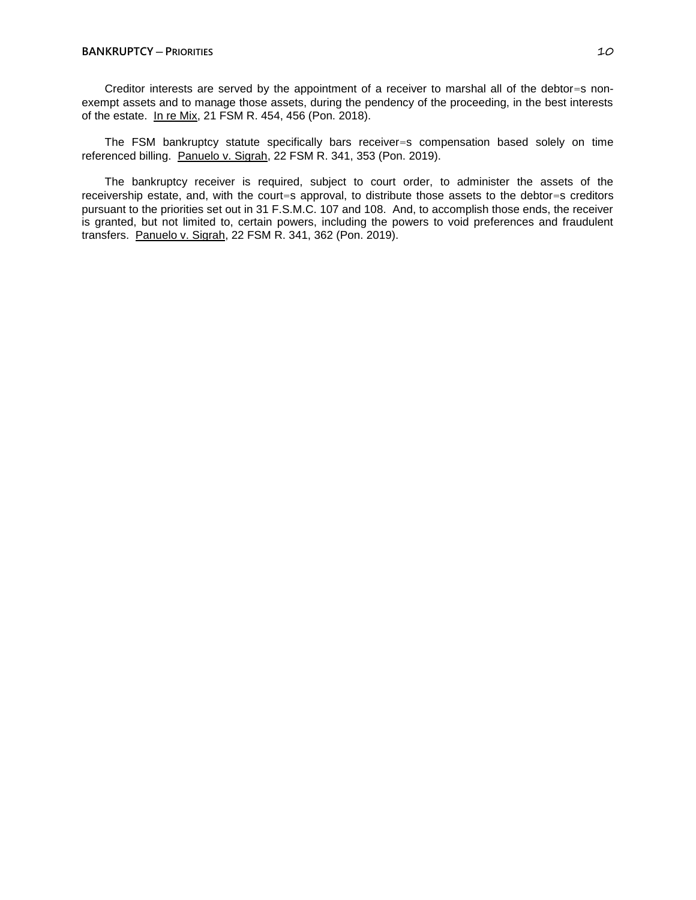Creditor interests are served by the appointment of a receiver to marshal all of the debtor=s non-exempt assets and to manage those assets, during the pendency of the proceeding, in the best interests of the estate. In re Mix, 21 FSM R. 454, 456 (Pon. 2018).

The FSM bankruptcy statute specifically bars receiver=s compensation based solely on time referenced billing. Panuelo v. Sigrah, 22 FSM R. 341, 353 (Pon. 2019).

The bankruptcy receiver is required, subject to court order, to administer the assets of the receivership estate, and, with the court=s approval, to distribute those assets to the debtor=s creditors pursuant to the priorities set out in 31 F.S.M.C. 107 and 108. And, to accomplish those ends, the receiver is granted, but not limited to, certain powers, including the powers to void preferences and fraudulent transfers. Panuelo v. Sigrah, 22 FSM R. 341, 362 (Pon. 2019).